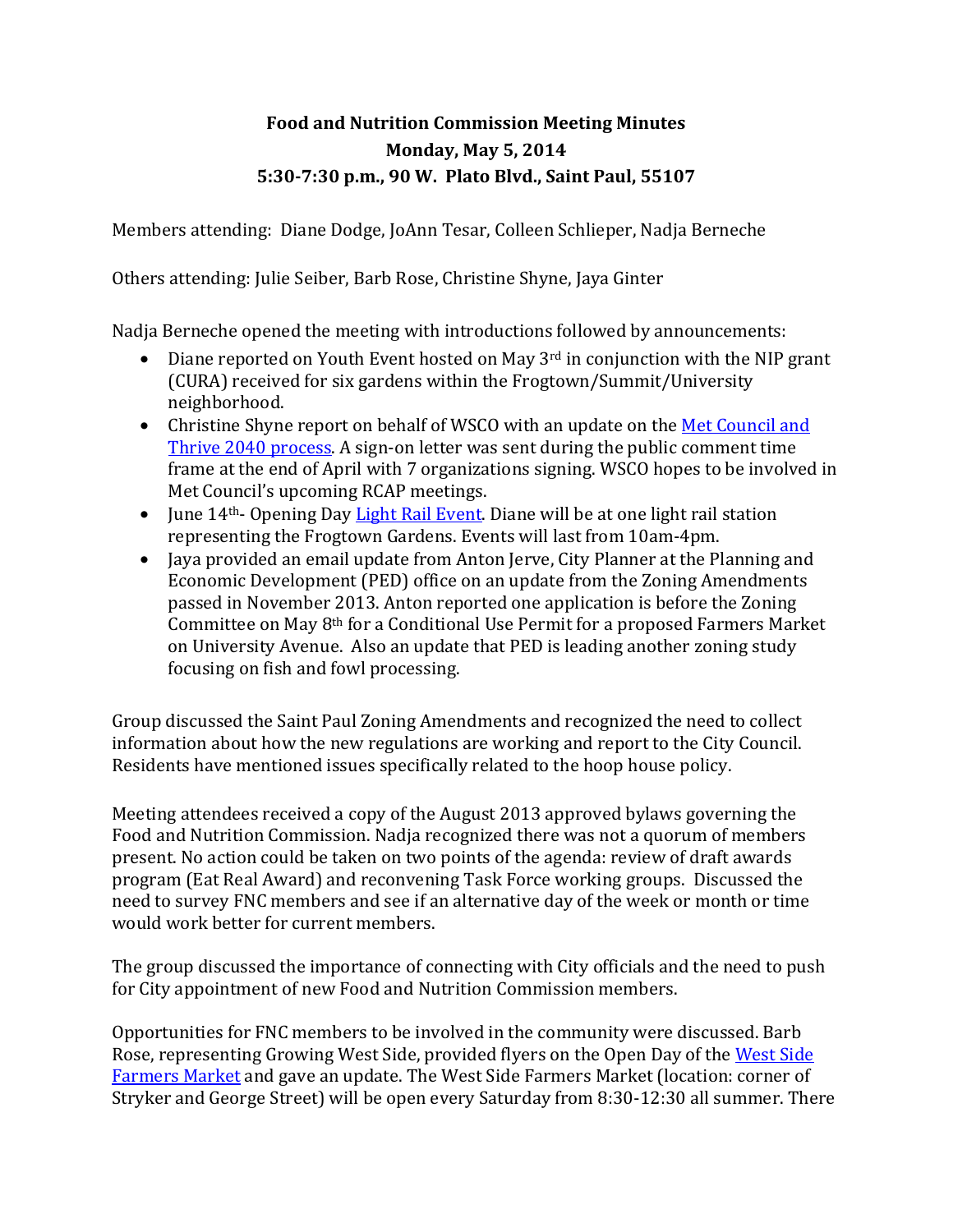**Food and Nutrition Commission Meeting Minutes**
**Monday, May 5, 2014**
**5:30-7:30 p.m., 90 W. Plato Blvd., Saint Paul, 55107**

Members attending: Diane Dodge, JoAnn Tesar, Colleen Schlieper, Nadja Berneche

Others attending: Julie Seiber, Barb Rose, Christine Shyne, Jaya Ginter

Nadja Berneche opened the meeting with introductions followed by announcements:

- Diane reported on Youth Event hosted on May 3rd in conjunction with the NIP grant (CURA) received for six gardens within the Frogtown/Summit/University neighborhood.
- Christine Shyne report on behalf of WSCO with an update on the Met Council and Thrive 2040 process. A sign-on letter was sent during the public comment time frame at the end of April with 7 organizations signing. WSCO hopes to be involved in Met Council's upcoming RCAP meetings.
- June 14th- Opening Day Light Rail Event. Diane will be at one light rail station representing the Frogtown Gardens. Events will last from 10am-4pm.
- Jaya provided an email update from Anton Jerve, City Planner at the Planning and Economic Development (PED) office on an update from the Zoning Amendments passed in November 2013. Anton reported one application is before the Zoning Committee on May 8th for a Conditional Use Permit for a proposed Farmers Market on University Avenue. Also an update that PED is leading another zoning study focusing on fish and fowl processing.

Group discussed the Saint Paul Zoning Amendments and recognized the need to collect information about how the new regulations are working and report to the City Council. Residents have mentioned issues specifically related to the hoop house policy.

Meeting attendees received a copy of the August 2013 approved bylaws governing the Food and Nutrition Commission. Nadja recognized there was not a quorum of members present. No action could be taken on two points of the agenda: review of draft awards program (Eat Real Award) and reconvening Task Force working groups. Discussed the need to survey FNC members and see if an alternative day of the week or month or time would work better for current members.

The group discussed the importance of connecting with City officials and the need to push for City appointment of new Food and Nutrition Commission members.

Opportunities for FNC members to be involved in the community were discussed. Barb Rose, representing Growing West Side, provided flyers on the Open Day of the West Side Farmers Market and gave an update. The West Side Farmers Market (location: corner of Stryker and George Street) will be open every Saturday from 8:30-12:30 all summer. There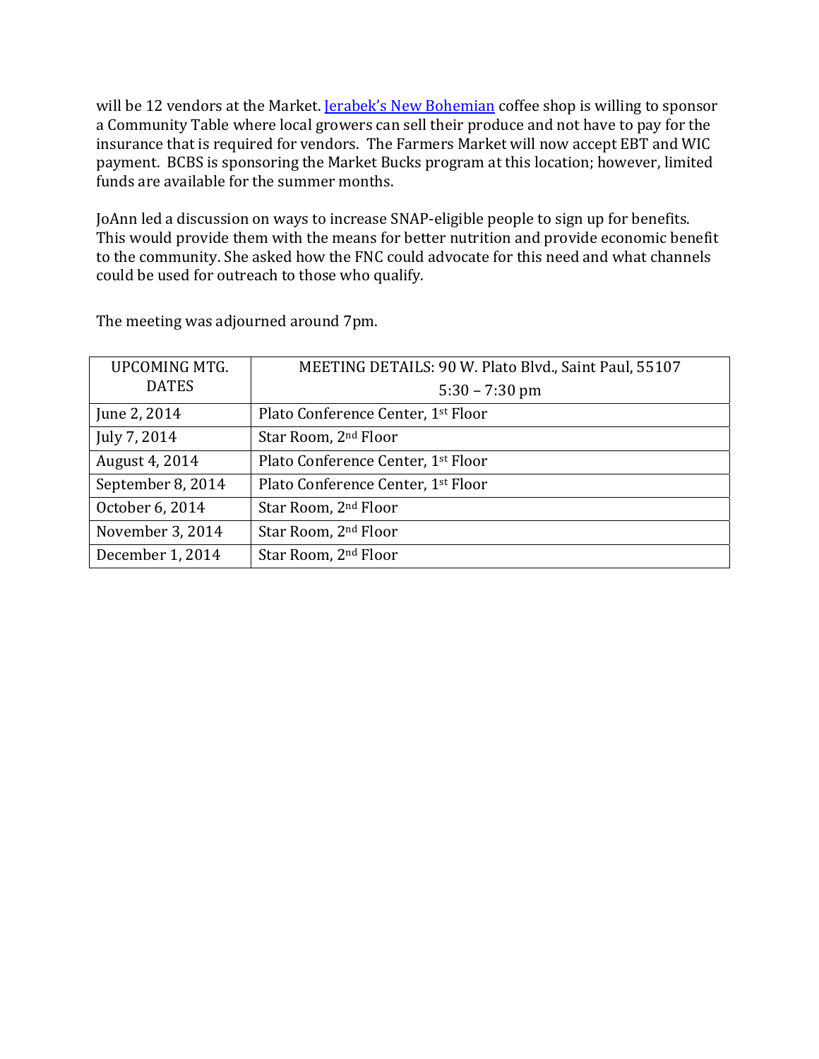will be 12 vendors at the Market. Jerabek's New Bohemian coffee shop is willing to sponsor a Community Table where local growers can sell their produce and not have to pay for the insurance that is required for vendors. The Farmers Market will now accept EBT and WIC payment. BCBS is sponsoring the Market Bucks program at this location; however, limited funds are available for the summer months.

JoAnn led a discussion on ways to increase SNAP-eligible people to sign up for benefits. This would provide them with the means for better nutrition and provide economic benefit to the community. She asked how the FNC could advocate for this need and what channels could be used for outreach to those who qualify.

The meeting was adjourned around 7pm.

| UPCOMING MTG. DATES | MEETING DETAILS: 90 W. Plato Blvd., Saint Paul, 55107 5:30 – 7:30 pm |
|---|---|
| June 2, 2014 | Plato Conference Center, 1st Floor |
| July 7, 2014 | Star Room, 2nd Floor |
| August 4, 2014 | Plato Conference Center, 1st Floor |
| September 8, 2014 | Plato Conference Center, 1st Floor |
| October 6, 2014 | Star Room, 2nd Floor |
| November 3, 2014 | Star Room, 2nd Floor |
| December 1, 2014 | Star Room, 2nd Floor |